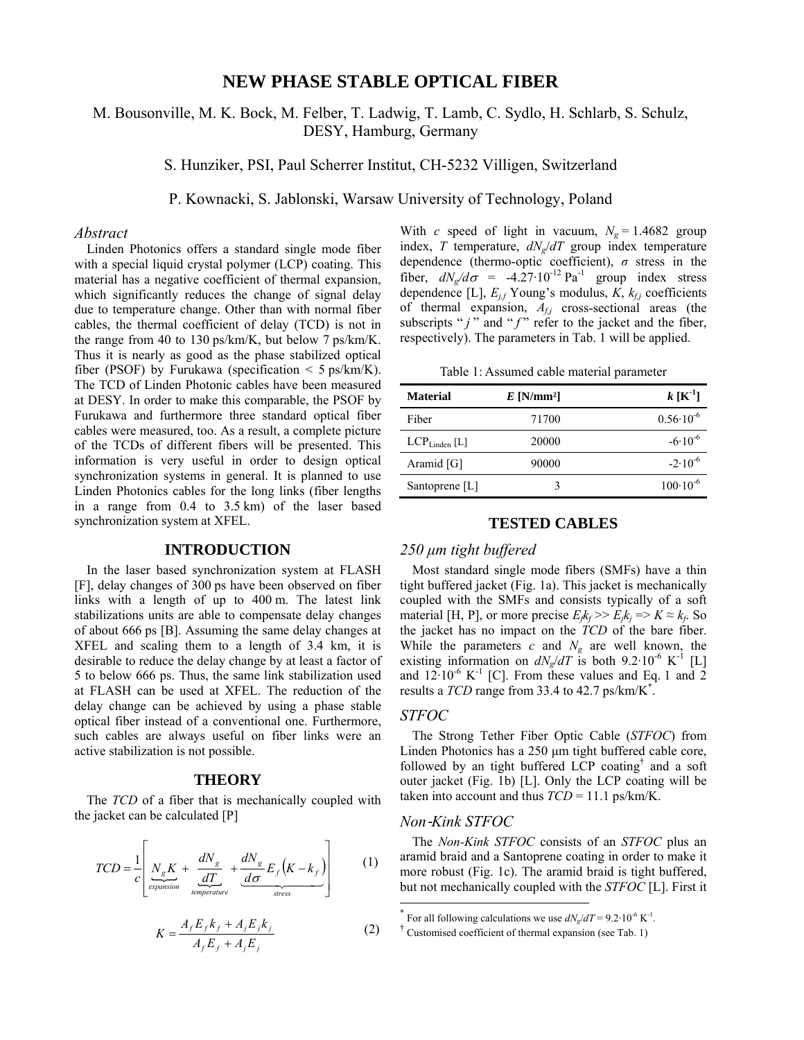# NEW PHASE STABLE OPTICAL FIBER

M. Bousonville, M. K. Bock, M. Felber, T. Ladwig, T. Lamb, C. Sydlo, H. Schlarb, S. Schulz, DESY, Hamburg, Germany

S. Hunziker, PSI, Paul Scherrer Institut, CH-5232 Villigen, Switzerland

P. Kownacki, S. Jablonski, Warsaw University of Technology, Poland

### *Abstract*

Linden Photonics offers a standard single mode fiber with a special liquid crystal polymer (LCP) coating. This material has a negative coefficient of thermal expansion, which significantly reduces the change of signal delay due to temperature change. Other than with normal fiber cables, the thermal coefficient of delay (TCD) is not in the range from 40 to 130 ps/km/K, but below 7 ps/km/K. Thus it is nearly as good as the phase stabilized optical fiber (PSOF) by Furukawa (specification < 5 ps/km/K). The TCD of Linden Photonic cables have been measured at DESY. In order to make this comparable, the PSOF by Furukawa and furthermore three standard optical fiber cables were measured, too. As a result, a complete picture of the TCDs of different fibers will be presented. This information is very useful in order to design optical synchronization systems in general. It is planned to use Linden Photonics cables for the long links (fiber lengths in a range from 0.4 to 3.5 km) of the laser based synchronization system at XFEL.

## INTRODUCTION

In the laser based synchronization system at FLASH [F], delay changes of 300 ps have been observed on fiber links with a length of up to 400 m. The latest link stabilizations units are able to compensate delay changes of about 666 ps [B]. Assuming the same delay changes at XFEL and scaling them to a length of 3.4 km, it is desirable to reduce the delay change by at least a factor of 5 to below 666 ps. Thus, the same link stabilization used at FLASH can be used at XFEL. The reduction of the delay change can be achieved by using a phase stable optical fiber instead of a conventional one. Furthermore, such cables are always useful on fiber links were an active stabilization is not possible.

## THEORY

The *TCD* of a fiber that is mechanically coupled with the jacket can be calculated [P]

$$TCD = \frac{1}{c}\left[\underbrace{N_g K}_{expansion} + \underbrace{\frac{dN_g}{dT}}_{temperature} + \underbrace{\frac{dN_g}{d\sigma} E_f \left(K - k_f\right)}_{stress}\right] \tag{1}$$

$$K = \frac{A_f E_f k_f + A_j E_j k_j}{A_f E_f + A_j E_j} \tag{2}$$

With $c$ speed of light in vacuum, $N_g = 1.4682$ group index, $T$ temperature, $dN_g/dT$ group index temperature dependence (thermo-optic coefficient), $\sigma$ stress in the fiber, $dN_g/d\sigma = -4.27\cdot10^{-12}\,\text{Pa}^{-1}$ group index stress dependence [L], $E_{j,f}$ Young's modulus, $K$, $k_{f,j}$ coefficients of thermal expansion, $A_{f,j}$ cross-sectional areas (the subscripts "$j$" and "$f$" refer to the jacket and the fiber, respectively). The parameters in Tab. 1 will be applied.

Table 1: Assumed cable material parameter

| Material | $E$ [N/mm²] | $k$ [K$^{-1}$] |
|---|---|---|
| Fiber | 71700 | $0.56\cdot10^{-6}$ |
| $LCP_{Linden}$ [L] | 20000 | $-6\cdot10^{-6}$ |
| Aramid [G] | 90000 | $-2\cdot10^{-6}$ |
| Santoprene [L] | 3 | $100\cdot10^{-6}$ |

## TESTED CABLES

### *250 µm tight buffered*

Most standard single mode fibers (SMFs) have a thin tight buffered jacket (Fig. 1a). This jacket is mechanically coupled with the SMFs and consists typically of a soft material [H, P], or more precise $E_f k_f >> E_j k_j \Rightarrow K \approx k_f$. So the jacket has no impact on the *TCD* of the bare fiber. While the parameters $c$ and $N_g$ are well known, the existing information on $dN_g/dT$ is both $9.2\cdot10^{-6}\,\text{K}^{-1}$ [L] and $12\cdot10^{-6}\,\text{K}^{-1}$ [C]. From these values and Eq. 1 and 2 results a *TCD* range from 33.4 to 42.7 ps/km/K*.

### *STFOC*

The Strong Tether Fiber Optic Cable (*STFOC*) from Linden Photonics has a 250 µm tight buffered cable core, followed by an tight buffered LCP coating† and a soft outer jacket (Fig. 1b) [L]. Only the LCP coating will be taken into account and thus *TCD* = 11.1 ps/km/K.

### *Non-Kink STFOC*

The *Non-Kink STFOC* consists of an *STFOC* plus an aramid braid and a Santoprene coating in order to make it more robust (Fig. 1c). The aramid braid is tight buffered, but not mechanically coupled with the *STFOC* [L]. First it

---

* For all following calculations we use $dN_g/dT = 9.2\cdot10^{-6}\,\text{K}^{-1}$.

† Customised coefficient of thermal expansion (see Tab. 1)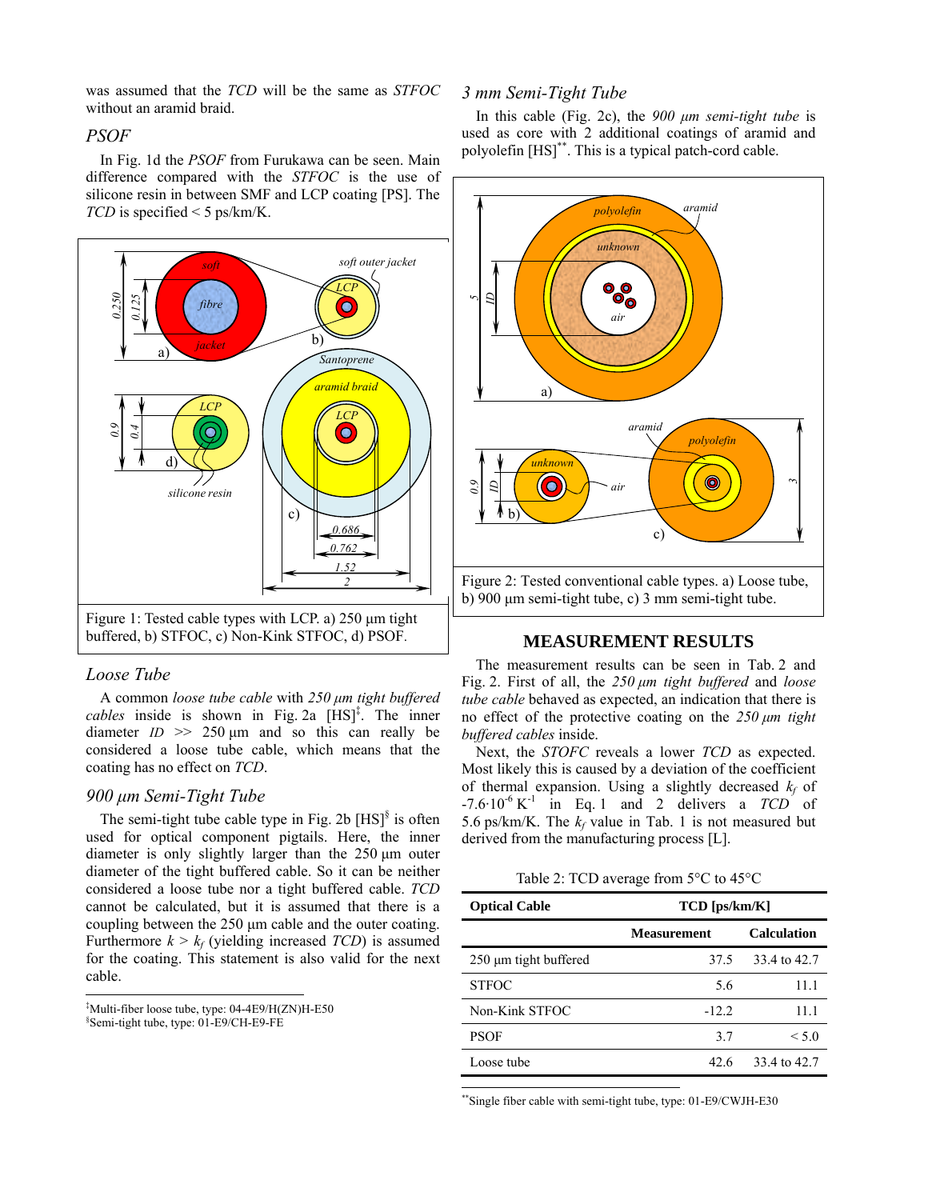was assumed that the *TCD* will be the same as *STFOC* without an aramid braid.

### PSOF

In Fig. 1d the *PSOF* from Furukawa can be seen. Main difference compared with the *STFOC* is the use of silicone resin in between SMF and LCP coating [PS]. The *TCD* is specified < 5 ps/km/K.

Figure 1: Tested cable types with LCP. a) 250 µm tight buffered, b) STFOC, c) Non-Kink STFOC, d) PSOF.

### Loose Tube

A common *loose tube cable* with *250 µm tight buffered cables* inside is shown in Fig. 2a [HS][‡]. The inner diameter *ID* >> 250 µm and so this can really be considered a loose tube cable, which means that the coating has no effect on *TCD*.

### 900 µm Semi-Tight Tube

The semi-tight tube cable type in Fig. 2b [HS][§] is often used for optical component pigtails. Here, the inner diameter is only slightly larger than the 250 µm outer diameter of the tight buffered cable. So it can be neither considered a loose tube nor a tight buffered cable. *TCD* cannot be calculated, but it is assumed that there is a coupling between the 250 µm cable and the outer coating. Furthermore $k > k_f$ (yielding increased *TCD*) is assumed for the coating. This statement is also valid for the next cable.

[‡]Multi-fiber loose tube, type: 04-4E9/H(ZN)H-E50
[§]Semi-tight tube, type: 01-E9/CH-E9-FE

### 3 mm Semi-Tight Tube

In this cable (Fig. 2c), the *900 µm semi-tight tube* is used as core with 2 additional coatings of aramid and polyolefin [HS][**]. This is a typical patch-cord cable.

Figure 2: Tested conventional cable types. a) Loose tube, b) 900 µm semi-tight tube, c) 3 mm semi-tight tube.

## MEASUREMENT RESULTS

The measurement results can be seen in Tab. 2 and Fig. 2. First of all, the *250 µm tight buffered* and *loose tube cable* behaved as expected, an indication that there is no effect of the protective coating on the *250 µm tight buffered cables* inside.

Next, the *STOFC* reveals a lower *TCD* as expected. Most likely this is caused by a deviation of the coefficient of thermal expansion. Using a slightly decreased $k_f$ of $-7.6 \cdot 10^{-6}\ \text{K}^{-1}$ in Eq. 1 and 2 delivers a *TCD* of 5.6 ps/km/K. The $k_f$ value in Tab. 1 is not measured but derived from the manufacturing process [L].

Table 2: TCD average from 5°C to 45°C

| Optical Cable | TCD [ps/km/K] | |
|---|---|---|
| | Measurement | Calculation |
| 250 µm tight buffered | 37.5 | 33.4 to 42.7 |
| STFOC | 5.6 | 11.1 |
| Non-Kink STFOC | -12.2 | 11.1 |
| PSOF | 3.7 | < 5.0 |
| Loose tube | 42.6 | 33.4 to 42.7 |

[**]Single fiber cable with semi-tight tube, type: 01-E9/CWJH-E30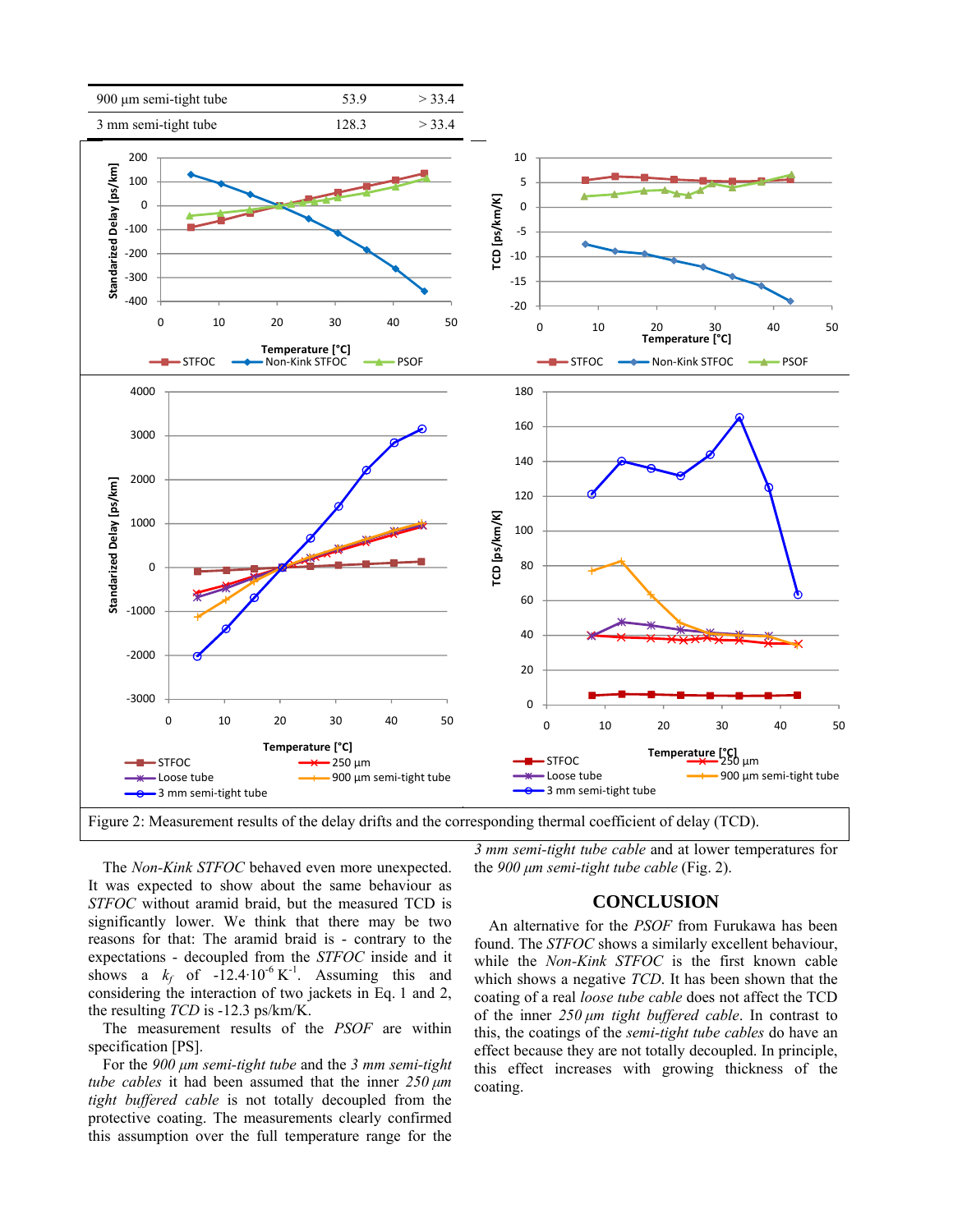| | | |
|---|---|---|
| 900 µm semi-tight tube | 53.9 | > 33.4 |
| 3 mm semi-tight tube | 128.3 | > 33.4 |

Figure 2: Measurement results of the delay drifts and the corresponding thermal coefficient of delay (TCD).

The *Non-Kink STFOC* behaved even more unexpected. It was expected to show about the same behaviour as *STFOC* without aramid braid, but the measured TCD is significantly lower. We think that there may be two reasons for that: The aramid braid is - contrary to the expectations - decoupled from the *STFOC* inside and it shows a $k_f$ of $-12.4 \cdot 10^{-6}\ \mathrm{K}^{-1}$. Assuming this and considering the interaction of two jackets in Eq. 1 and 2, the resulting *TCD* is -12.3 ps/km/K.

The measurement results of the *PSOF* are within specification [PS].

For the *900 µm semi-tight tube* and the *3 mm semi-tight tube cables* it had been assumed that the inner *250 µm tight buffered cable* is not totally decoupled from the protective coating. The measurements clearly confirmed this assumption over the full temperature range for the *3 mm semi-tight tube cable* and at lower temperatures for the *900 µm semi-tight tube cable* (Fig. 2).

## CONCLUSION

An alternative for the *PSOF* from Furukawa has been found. The *STFOC* shows a similarly excellent behaviour, while the *Non-Kink STFOC* is the first known cable which shows a negative *TCD*. It has been shown that the coating of a real *loose tube cable* does not affect the TCD of the inner *250 µm tight buffered cable*. In contrast to this, the coatings of the *semi-tight tube cables* do have an effect because they are not totally decoupled. In principle, this effect increases with growing thickness of the coating.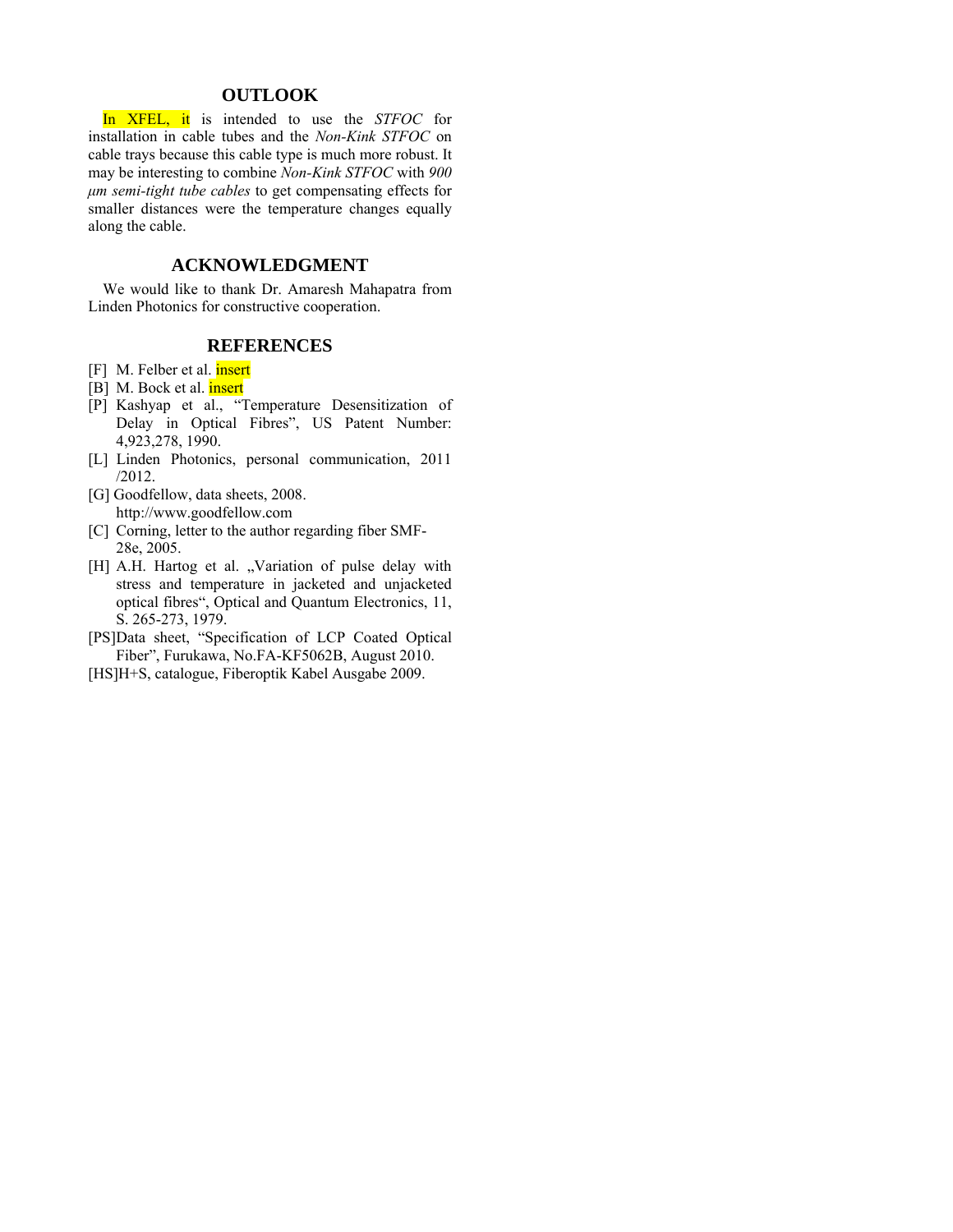## OUTLOOK

In XFEL, it is intended to use the *STFOC* for installation in cable tubes and the *Non-Kink STFOC* on cable trays because this cable type is much more robust. It may be interesting to combine *Non-Kink STFOC* with *900 µm semi-tight tube cables* to get compensating effects for smaller distances were the temperature changes equally along the cable.

## ACKNOWLEDGMENT

We would like to thank Dr. Amaresh Mahapatra from Linden Photonics for constructive cooperation.

## REFERENCES

- [F] M. Felber et al. insert
- [B] M. Bock et al. insert
- [P] Kashyap et al., "Temperature Desensitization of Delay in Optical Fibres", US Patent Number: 4,923,278, 1990.
- [L] Linden Photonics, personal communication, 2011 /2012.
- [G] Goodfellow, data sheets, 2008. http://www.goodfellow.com
- [C] Corning, letter to the author regarding fiber SMF-28e, 2005.
- [H] A.H. Hartog et al. „Variation of pulse delay with stress and temperature in jacketed and unjacketed optical fibres", Optical and Quantum Electronics, 11, S. 265-273, 1979.
- [PS] Data sheet, "Specification of LCP Coated Optical Fiber", Furukawa, No.FA-KF5062B, August 2010.
- [HS] H+S, catalogue, Fiberoptik Kabel Ausgabe 2009.